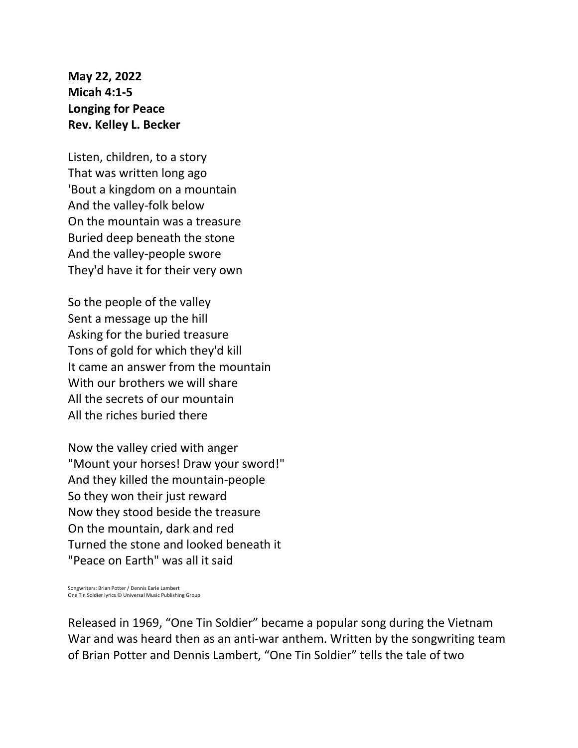**May 22, 2022**
**Micah 4:1-5**
**Longing for Peace**
**Rev. Kelley L. Becker**

Listen, children, to a story
That was written long ago
'Bout a kingdom on a mountain
And the valley-folk below
On the mountain was a treasure
Buried deep beneath the stone
And the valley-people swore
They'd have it for their very own

So the people of the valley
Sent a message up the hill
Asking for the buried treasure
Tons of gold for which they'd kill
It came an answer from the mountain
With our brothers we will share
All the secrets of our mountain
All the riches buried there

Now the valley cried with anger
"Mount your horses! Draw your sword!"
And they killed the mountain-people
So they won their just reward
Now they stood beside the treasure
On the mountain, dark and red
Turned the stone and looked beneath it
"Peace on Earth" was all it said

Songwriters: Brian Potter / Dennis Earle Lambert
One Tin Soldier lyrics © Universal Music Publishing Group

Released in 1969, "One Tin Soldier" became a popular song during the Vietnam War and was heard then as an anti-war anthem. Written by the songwriting team of Brian Potter and Dennis Lambert, "One Tin Soldier" tells the tale of two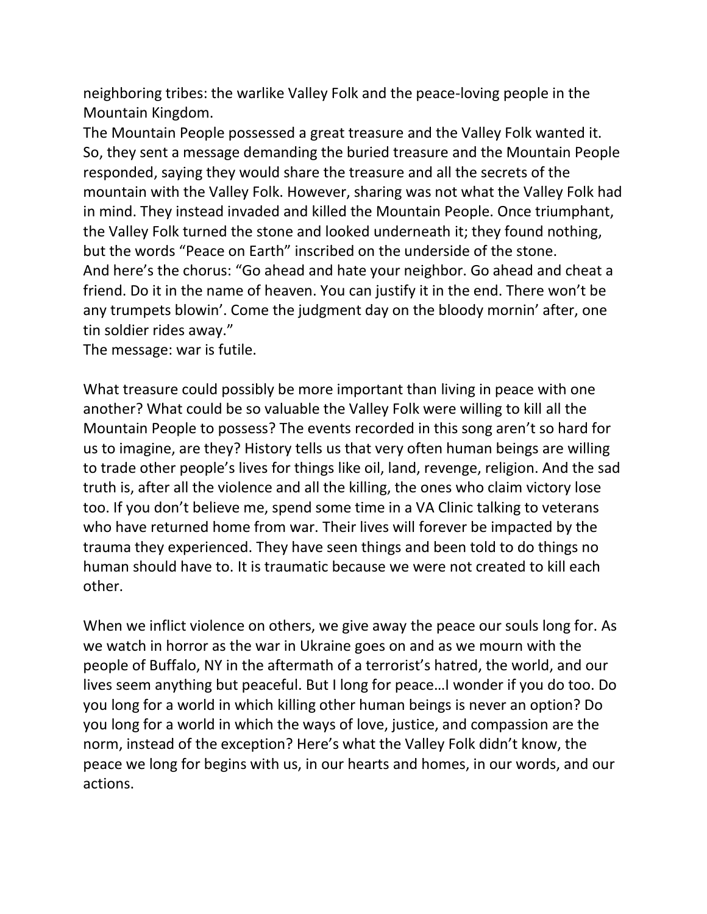neighboring tribes: the warlike Valley Folk and the peace-loving people in the Mountain Kingdom.

The Mountain People possessed a great treasure and the Valley Folk wanted it. So, they sent a message demanding the buried treasure and the Mountain People responded, saying they would share the treasure and all the secrets of the mountain with the Valley Folk. However, sharing was not what the Valley Folk had in mind. They instead invaded and killed the Mountain People. Once triumphant, the Valley Folk turned the stone and looked underneath it; they found nothing, but the words "Peace on Earth" inscribed on the underside of the stone.

And here's the chorus: "Go ahead and hate your neighbor. Go ahead and cheat a friend. Do it in the name of heaven. You can justify it in the end. There won't be any trumpets blowin'. Come the judgment day on the bloody mornin' after, one tin soldier rides away."

The message: war is futile.

What treasure could possibly be more important than living in peace with one another? What could be so valuable the Valley Folk were willing to kill all the Mountain People to possess? The events recorded in this song aren't so hard for us to imagine, are they? History tells us that very often human beings are willing to trade other people's lives for things like oil, land, revenge, religion. And the sad truth is, after all the violence and all the killing, the ones who claim victory lose too. If you don't believe me, spend some time in a VA Clinic talking to veterans who have returned home from war. Their lives will forever be impacted by the trauma they experienced. They have seen things and been told to do things no human should have to. It is traumatic because we were not created to kill each other.

When we inflict violence on others, we give away the peace our souls long for. As we watch in horror as the war in Ukraine goes on and as we mourn with the people of Buffalo, NY in the aftermath of a terrorist's hatred, the world, and our lives seem anything but peaceful. But I long for peace…I wonder if you do too. Do you long for a world in which killing other human beings is never an option? Do you long for a world in which the ways of love, justice, and compassion are the norm, instead of the exception? Here's what the Valley Folk didn't know, the peace we long for begins with us, in our hearts and homes, in our words, and our actions.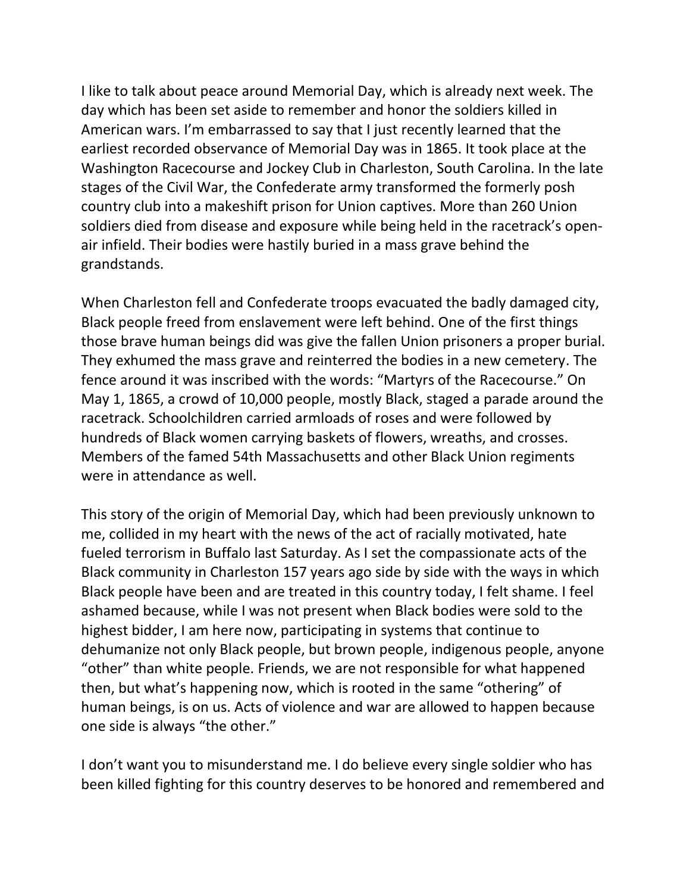I like to talk about peace around Memorial Day, which is already next week. The day which has been set aside to remember and honor the soldiers killed in American wars. I'm embarrassed to say that I just recently learned that the earliest recorded observance of Memorial Day was in 1865. It took place at the Washington Racecourse and Jockey Club in Charleston, South Carolina. In the late stages of the Civil War, the Confederate army transformed the formerly posh country club into a makeshift prison for Union captives. More than 260 Union soldiers died from disease and exposure while being held in the racetrack's open-air infield. Their bodies were hastily buried in a mass grave behind the grandstands.

When Charleston fell and Confederate troops evacuated the badly damaged city, Black people freed from enslavement were left behind. One of the first things those brave human beings did was give the fallen Union prisoners a proper burial. They exhumed the mass grave and reinterred the bodies in a new cemetery. The fence around it was inscribed with the words: "Martyrs of the Racecourse." On May 1, 1865, a crowd of 10,000 people, mostly Black, staged a parade around the racetrack. Schoolchildren carried armloads of roses and were followed by hundreds of Black women carrying baskets of flowers, wreaths, and crosses. Members of the famed 54th Massachusetts and other Black Union regiments were in attendance as well.

This story of the origin of Memorial Day, which had been previously unknown to me, collided in my heart with the news of the act of racially motivated, hate fueled terrorism in Buffalo last Saturday. As I set the compassionate acts of the Black community in Charleston 157 years ago side by side with the ways in which Black people have been and are treated in this country today, I felt shame. I feel ashamed because, while I was not present when Black bodies were sold to the highest bidder, I am here now, participating in systems that continue to dehumanize not only Black people, but brown people, indigenous people, anyone "other" than white people. Friends, we are not responsible for what happened then, but what's happening now, which is rooted in the same "othering" of human beings, is on us. Acts of violence and war are allowed to happen because one side is always "the other."

I don't want you to misunderstand me. I do believe every single soldier who has been killed fighting for this country deserves to be honored and remembered and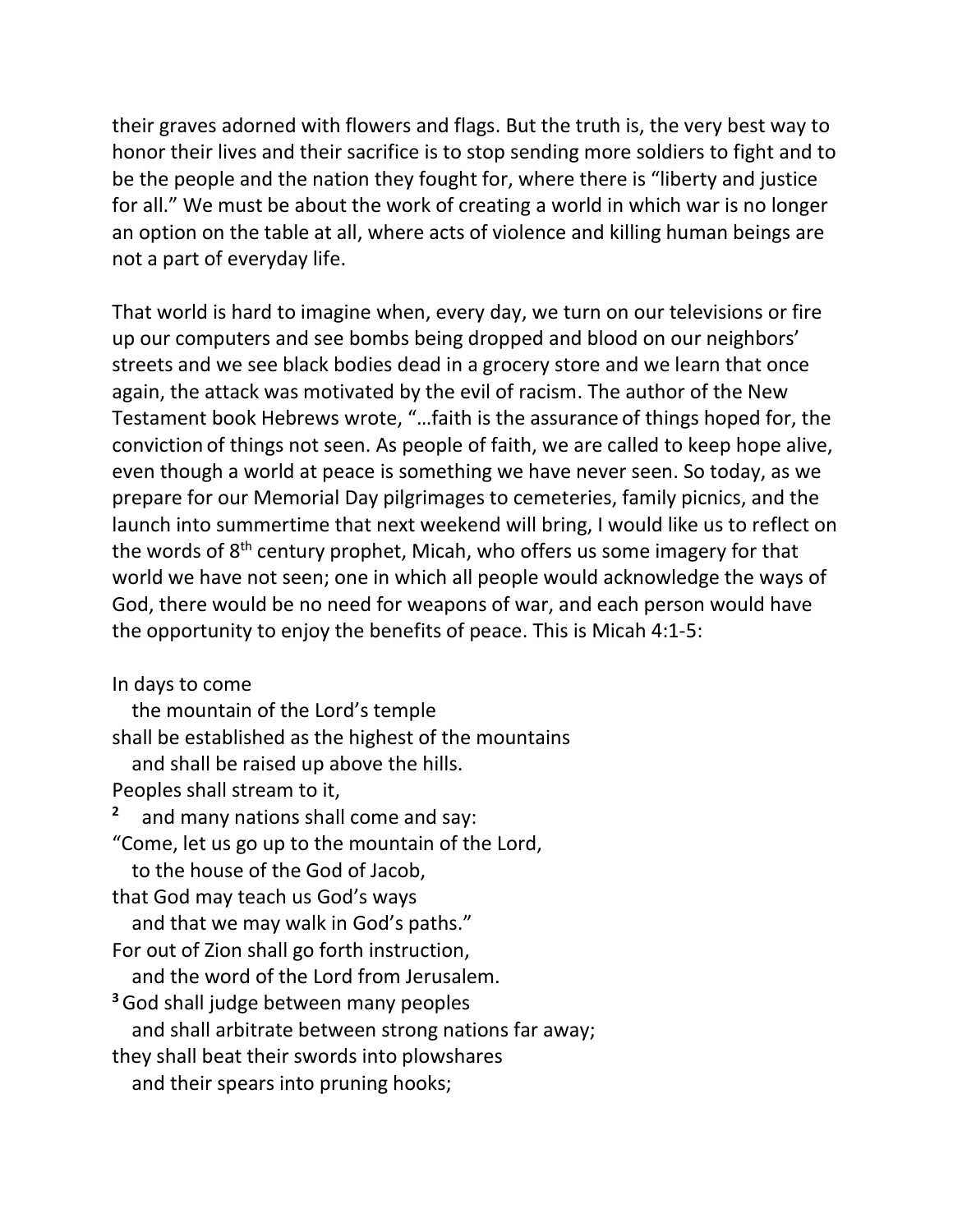their graves adorned with flowers and flags. But the truth is, the very best way to honor their lives and their sacrifice is to stop sending more soldiers to fight and to be the people and the nation they fought for, where there is "liberty and justice for all." We must be about the work of creating a world in which war is no longer an option on the table at all, where acts of violence and killing human beings are not a part of everyday life.

That world is hard to imagine when, every day, we turn on our televisions or fire up our computers and see bombs being dropped and blood on our neighbors' streets and we see black bodies dead in a grocery store and we learn that once again, the attack was motivated by the evil of racism. The author of the New Testament book Hebrews wrote, "…faith is the assurance of things hoped for, the conviction of things not seen. As people of faith, we are called to keep hope alive, even though a world at peace is something we have never seen. So today, as we prepare for our Memorial Day pilgrimages to cemeteries, family picnics, and the launch into summertime that next weekend will bring, I would like us to reflect on the words of 8th century prophet, Micah, who offers us some imagery for that world we have not seen; one in which all people would acknowledge the ways of God, there would be no need for weapons of war, and each person would have the opportunity to enjoy the benefits of peace. This is Micah 4:1-5:

In days to come
   the mountain of the Lord's temple
shall be established as the highest of the mountains
   and shall be raised up above the hills.
Peoples shall stream to it,
[2]   and many nations shall come and say:
"Come, let us go up to the mountain of the Lord,
   to the house of the God of Jacob,
that God may teach us God's ways
   and that we may walk in God's paths."
For out of Zion shall go forth instruction,
   and the word of the Lord from Jerusalem.
[3] God shall judge between many peoples
   and shall arbitrate between strong nations far away;
they shall beat their swords into plowshares
   and their spears into pruning hooks;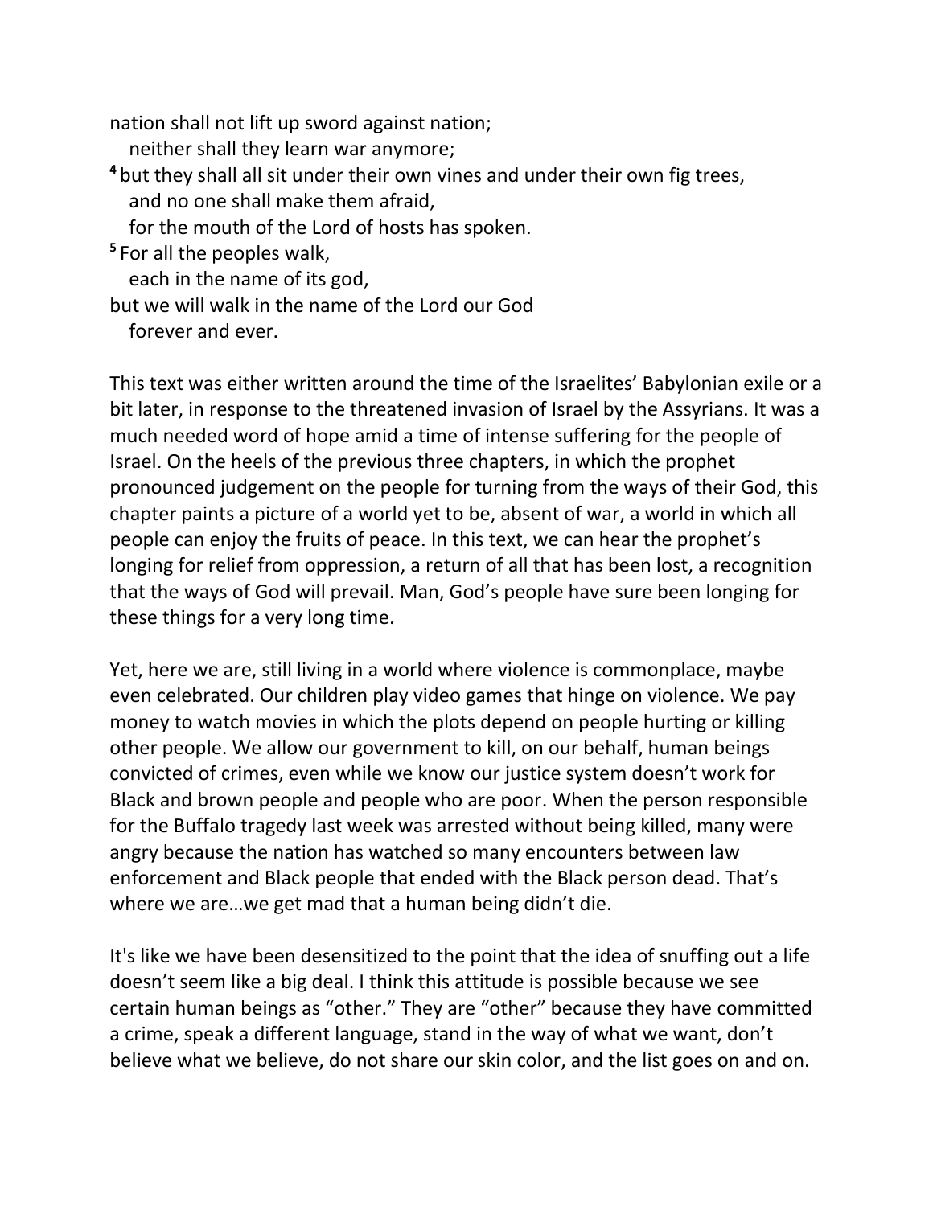nation shall not lift up sword against nation;
  neither shall they learn war anymore;
[4] but they shall all sit under their own vines and under their own fig trees,
  and no one shall make them afraid,
  for the mouth of the Lord of hosts has spoken.
[5] For all the peoples walk,
  each in the name of its god,
but we will walk in the name of the Lord our God
  forever and ever.

This text was either written around the time of the Israelites' Babylonian exile or a bit later, in response to the threatened invasion of Israel by the Assyrians. It was a much needed word of hope amid a time of intense suffering for the people of Israel. On the heels of the previous three chapters, in which the prophet pronounced judgement on the people for turning from the ways of their God, this chapter paints a picture of a world yet to be, absent of war, a world in which all people can enjoy the fruits of peace. In this text, we can hear the prophet's longing for relief from oppression, a return of all that has been lost, a recognition that the ways of God will prevail. Man, God's people have sure been longing for these things for a very long time.

Yet, here we are, still living in a world where violence is commonplace, maybe even celebrated. Our children play video games that hinge on violence. We pay money to watch movies in which the plots depend on people hurting or killing other people. We allow our government to kill, on our behalf, human beings convicted of crimes, even while we know our justice system doesn't work for Black and brown people and people who are poor. When the person responsible for the Buffalo tragedy last week was arrested without being killed, many were angry because the nation has watched so many encounters between law enforcement and Black people that ended with the Black person dead. That's where we are…we get mad that a human being didn't die.

It's like we have been desensitized to the point that the idea of snuffing out a life doesn't seem like a big deal. I think this attitude is possible because we see certain human beings as "other." They are "other" because they have committed a crime, speak a different language, stand in the way of what we want, don't believe what we believe, do not share our skin color, and the list goes on and on.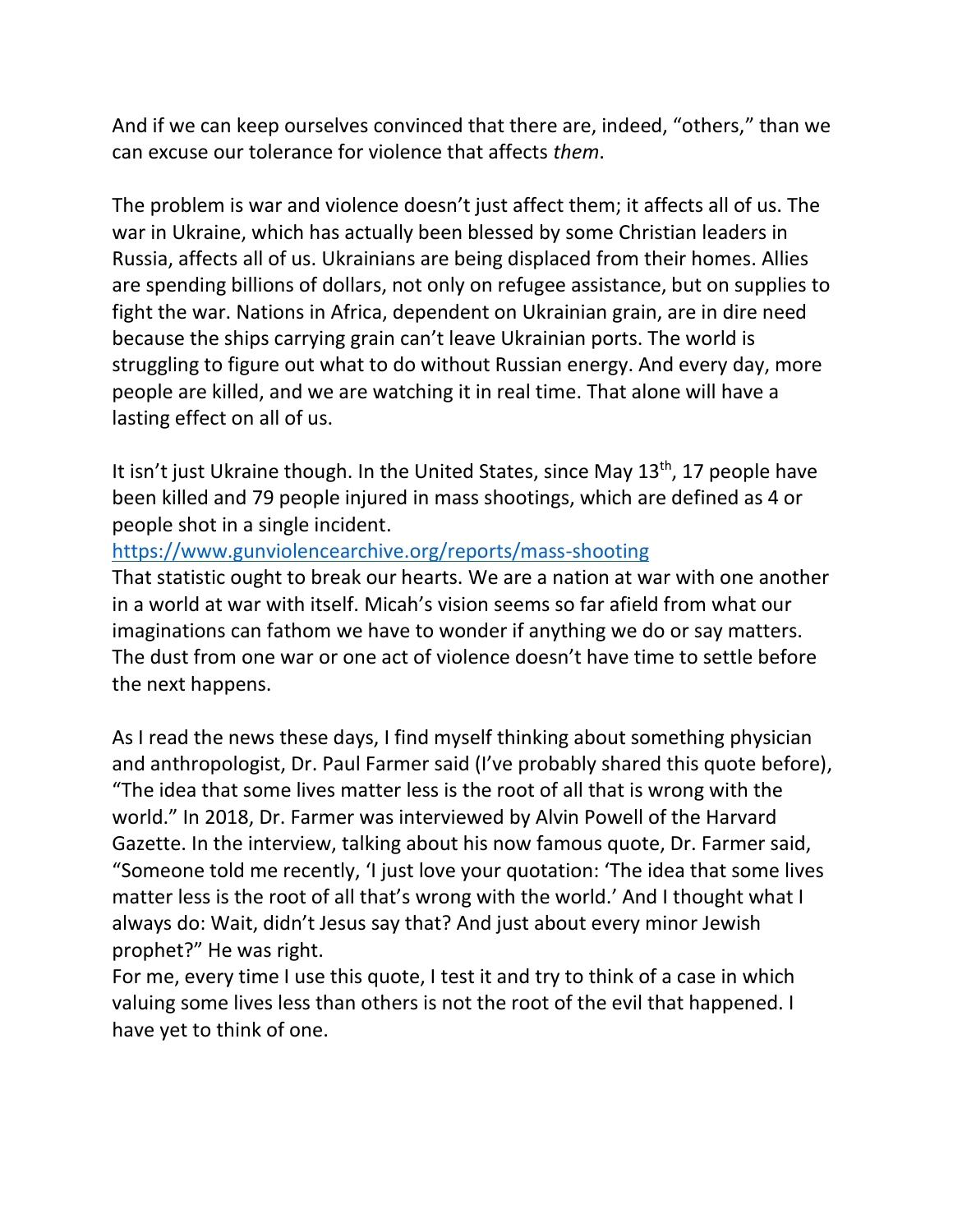And if we can keep ourselves convinced that there are, indeed, "others," than we can excuse our tolerance for violence that affects *them*.

The problem is war and violence doesn't just affect them; it affects all of us. The war in Ukraine, which has actually been blessed by some Christian leaders in Russia, affects all of us. Ukrainians are being displaced from their homes. Allies are spending billions of dollars, not only on refugee assistance, but on supplies to fight the war. Nations in Africa, dependent on Ukrainian grain, are in dire need because the ships carrying grain can't leave Ukrainian ports. The world is struggling to figure out what to do without Russian energy. And every day, more people are killed, and we are watching it in real time. That alone will have a lasting effect on all of us.

It isn't just Ukraine though. In the United States, since May 13th, 17 people have been killed and 79 people injured in mass shootings, which are defined as 4 or people shot in a single incident.
https://www.gunviolencearchive.org/reports/mass-shooting
That statistic ought to break our hearts. We are a nation at war with one another in a world at war with itself. Micah's vision seems so far afield from what our imaginations can fathom we have to wonder if anything we do or say matters. The dust from one war or one act of violence doesn't have time to settle before the next happens.

As I read the news these days, I find myself thinking about something physician and anthropologist, Dr. Paul Farmer said (I've probably shared this quote before), "The idea that some lives matter less is the root of all that is wrong with the world." In 2018, Dr. Farmer was interviewed by Alvin Powell of the Harvard Gazette. In the interview, talking about his now famous quote, Dr. Farmer said, "Someone told me recently, 'I just love your quotation: 'The idea that some lives matter less is the root of all that's wrong with the world.' And I thought what I always do: Wait, didn't Jesus say that? And just about every minor Jewish prophet?" He was right.
For me, every time I use this quote, I test it and try to think of a case in which valuing some lives less than others is not the root of the evil that happened. I have yet to think of one.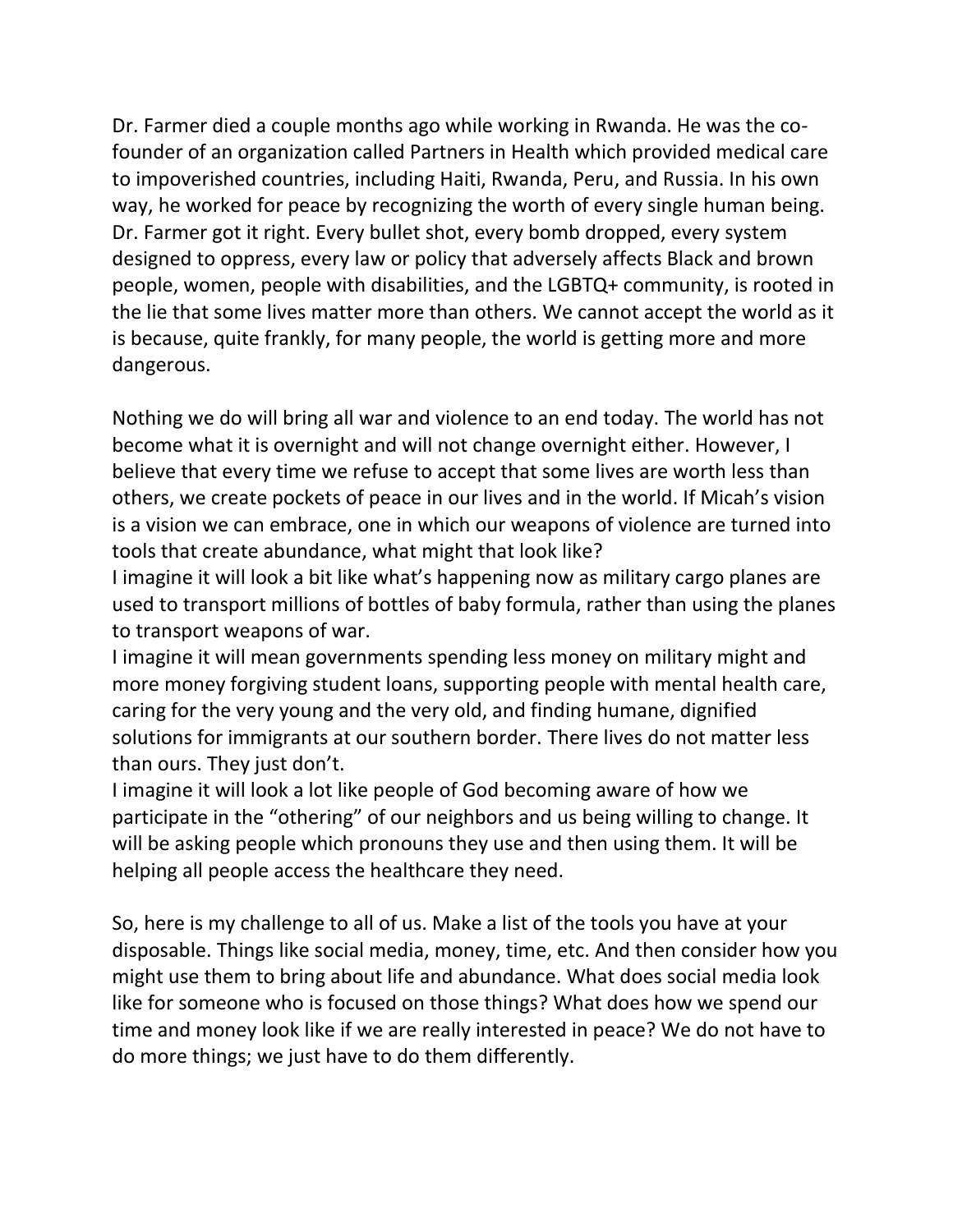Dr. Farmer died a couple months ago while working in Rwanda. He was the co-founder of an organization called Partners in Health which provided medical care to impoverished countries, including Haiti, Rwanda, Peru, and Russia. In his own way, he worked for peace by recognizing the worth of every single human being. Dr. Farmer got it right. Every bullet shot, every bomb dropped, every system designed to oppress, every law or policy that adversely affects Black and brown people, women, people with disabilities, and the LGBTQ+ community, is rooted in the lie that some lives matter more than others. We cannot accept the world as it is because, quite frankly, for many people, the world is getting more and more dangerous.

Nothing we do will bring all war and violence to an end today. The world has not become what it is overnight and will not change overnight either. However, I believe that every time we refuse to accept that some lives are worth less than others, we create pockets of peace in our lives and in the world. If Micah's vision is a vision we can embrace, one in which our weapons of violence are turned into tools that create abundance, what might that look like?

I imagine it will look a bit like what's happening now as military cargo planes are used to transport millions of bottles of baby formula, rather than using the planes to transport weapons of war.

I imagine it will mean governments spending less money on military might and more money forgiving student loans, supporting people with mental health care, caring for the very young and the very old, and finding humane, dignified solutions for immigrants at our southern border. There lives do not matter less than ours. They just don't.

I imagine it will look a lot like people of God becoming aware of how we participate in the "othering" of our neighbors and us being willing to change. It will be asking people which pronouns they use and then using them. It will be helping all people access the healthcare they need.

So, here is my challenge to all of us. Make a list of the tools you have at your disposable. Things like social media, money, time, etc. And then consider how you might use them to bring about life and abundance. What does social media look like for someone who is focused on those things? What does how we spend our time and money look like if we are really interested in peace? We do not have to do more things; we just have to do them differently.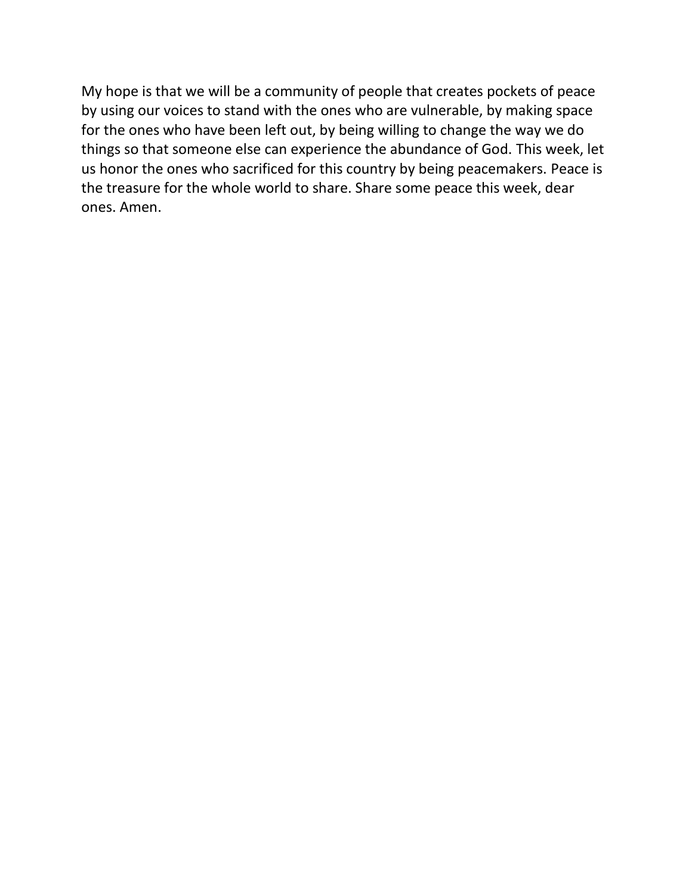My hope is that we will be a community of people that creates pockets of peace by using our voices to stand with the ones who are vulnerable, by making space for the ones who have been left out, by being willing to change the way we do things so that someone else can experience the abundance of God. This week, let us honor the ones who sacrificed for this country by being peacemakers. Peace is the treasure for the whole world to share. Share some peace this week, dear ones. Amen.